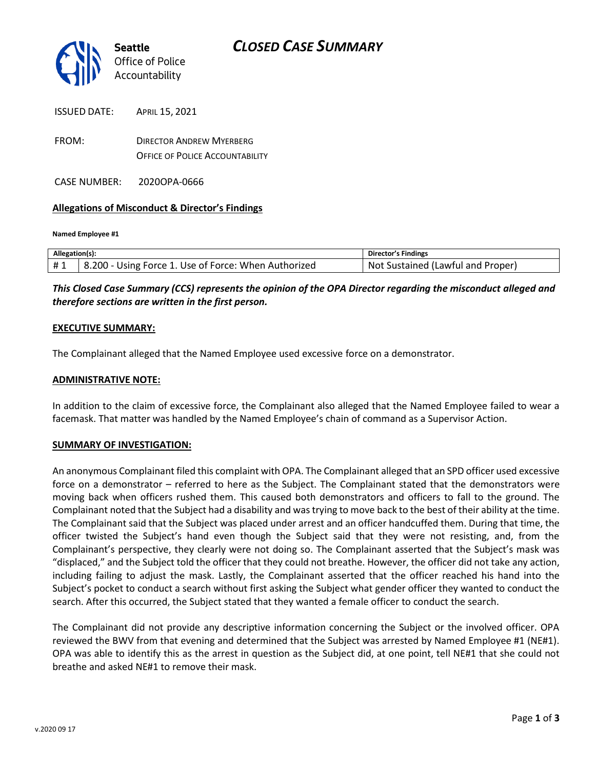Seattle Office of Police Accountability

# CLOSED CASE SUMMARY

ISSUED DATE: APRIL 15, 2021

FROM: DIRECTOR ANDREW MYERBERG
OFFICE OF POLICE ACCOUNTABILITY

CASE NUMBER: 2020OPA-0666

**Allegations of Misconduct & Director's Findings**

**Named Employee #1**

| Allegation(s): | | Director's Findings |
|---|---|---|
| # 1 | 8.200 - Using Force 1. Use of Force: When Authorized | Not Sustained (Lawful and Proper) |

***This Closed Case Summary (CCS) represents the opinion of the OPA Director regarding the misconduct alleged and therefore sections are written in the first person.***

**EXECUTIVE SUMMARY:**

The Complainant alleged that the Named Employee used excessive force on a demonstrator.

**ADMINISTRATIVE NOTE:**

In addition to the claim of excessive force, the Complainant also alleged that the Named Employee failed to wear a facemask. That matter was handled by the Named Employee's chain of command as a Supervisor Action.

**SUMMARY OF INVESTIGATION:**

An anonymous Complainant filed this complaint with OPA. The Complainant alleged that an SPD officer used excessive force on a demonstrator – referred to here as the Subject. The Complainant stated that the demonstrators were moving back when officers rushed them. This caused both demonstrators and officers to fall to the ground. The Complainant noted that the Subject had a disability and was trying to move back to the best of their ability at the time. The Complainant said that the Subject was placed under arrest and an officer handcuffed them. During that time, the officer twisted the Subject's hand even though the Subject said that they were not resisting, and, from the Complainant's perspective, they clearly were not doing so. The Complainant asserted that the Subject's mask was "displaced," and the Subject told the officer that they could not breathe. However, the officer did not take any action, including failing to adjust the mask. Lastly, the Complainant asserted that the officer reached his hand into the Subject's pocket to conduct a search without first asking the Subject what gender officer they wanted to conduct the search. After this occurred, the Subject stated that they wanted a female officer to conduct the search.

The Complainant did not provide any descriptive information concerning the Subject or the involved officer. OPA reviewed the BWV from that evening and determined that the Subject was arrested by Named Employee #1 (NE#1). OPA was able to identify this as the arrest in question as the Subject did, at one point, tell NE#1 that she could not breathe and asked NE#1 to remove their mask.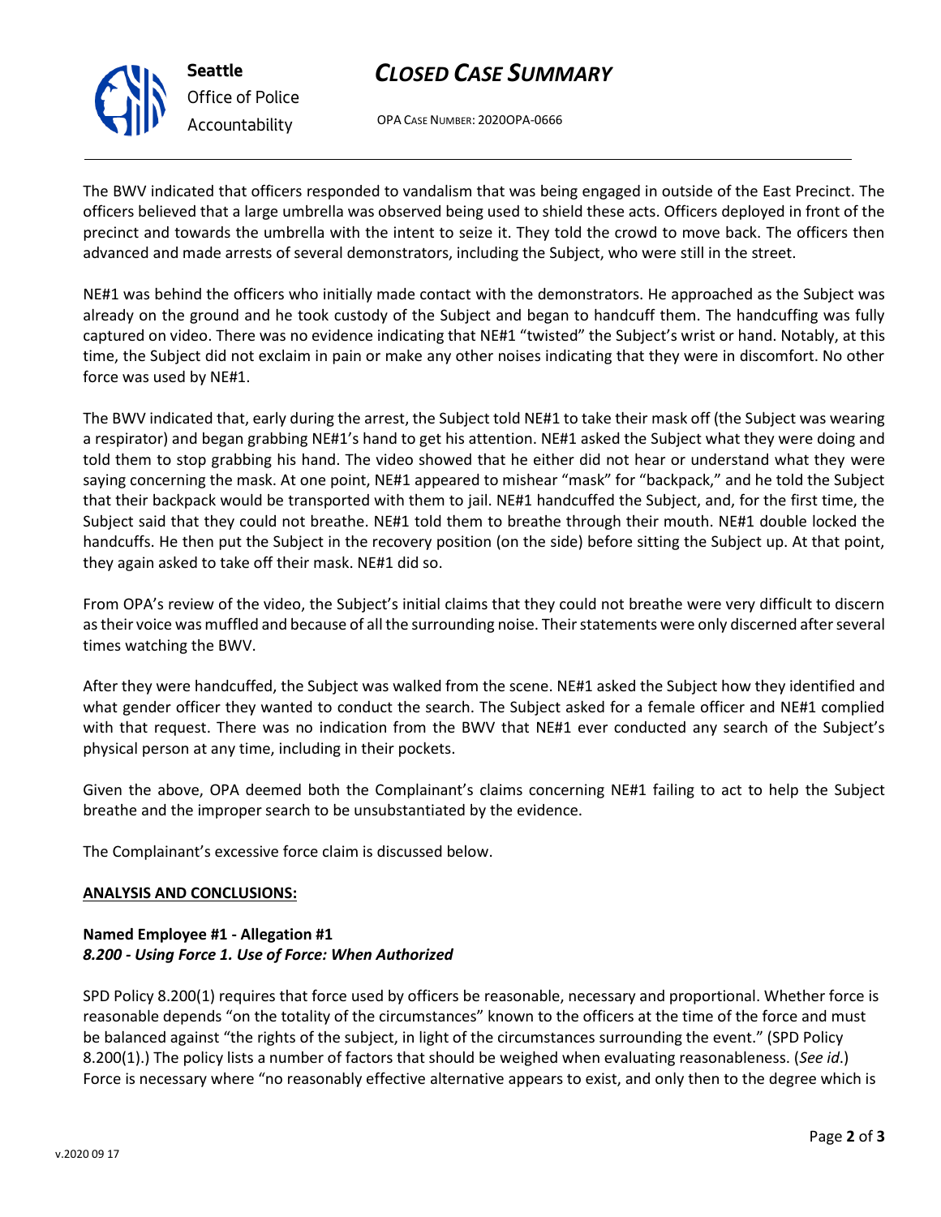The BWV indicated that officers responded to vandalism that was being engaged in outside of the East Precinct. The officers believed that a large umbrella was observed being used to shield these acts. Officers deployed in front of the precinct and towards the umbrella with the intent to seize it. They told the crowd to move back. The officers then advanced and made arrests of several demonstrators, including the Subject, who were still in the street.

NE#1 was behind the officers who initially made contact with the demonstrators. He approached as the Subject was already on the ground and he took custody of the Subject and began to handcuff them. The handcuffing was fully captured on video. There was no evidence indicating that NE#1 "twisted" the Subject's wrist or hand. Notably, at this time, the Subject did not exclaim in pain or make any other noises indicating that they were in discomfort. No other force was used by NE#1.

The BWV indicated that, early during the arrest, the Subject told NE#1 to take their mask off (the Subject was wearing a respirator) and began grabbing NE#1's hand to get his attention. NE#1 asked the Subject what they were doing and told them to stop grabbing his hand. The video showed that he either did not hear or understand what they were saying concerning the mask. At one point, NE#1 appeared to mishear "mask" for "backpack," and he told the Subject that their backpack would be transported with them to jail. NE#1 handcuffed the Subject, and, for the first time, the Subject said that they could not breathe. NE#1 told them to breathe through their mouth. NE#1 double locked the handcuffs. He then put the Subject in the recovery position (on the side) before sitting the Subject up. At that point, they again asked to take off their mask. NE#1 did so.

From OPA's review of the video, the Subject's initial claims that they could not breathe were very difficult to discern as their voice was muffled and because of all the surrounding noise. Their statements were only discerned after several times watching the BWV.

After they were handcuffed, the Subject was walked from the scene. NE#1 asked the Subject how they identified and what gender officer they wanted to conduct the search. The Subject asked for a female officer and NE#1 complied with that request. There was no indication from the BWV that NE#1 ever conducted any search of the Subject's physical person at any time, including in their pockets.

Given the above, OPA deemed both the Complainant's claims concerning NE#1 failing to act to help the Subject breathe and the improper search to be unsubstantiated by the evidence.

The Complainant's excessive force claim is discussed below.

**ANALYSIS AND CONCLUSIONS:**

**Named Employee #1 - Allegation #1**
***8.200 - Using Force 1. Use of Force: When Authorized***

SPD Policy 8.200(1) requires that force used by officers be reasonable, necessary and proportional. Whether force is reasonable depends "on the totality of the circumstances" known to the officers at the time of the force and must be balanced against "the rights of the subject, in light of the circumstances surrounding the event." (SPD Policy 8.200(1).) The policy lists a number of factors that should be weighed when evaluating reasonableness. (*See id*.) Force is necessary where "no reasonably effective alternative appears to exist, and only then to the degree which is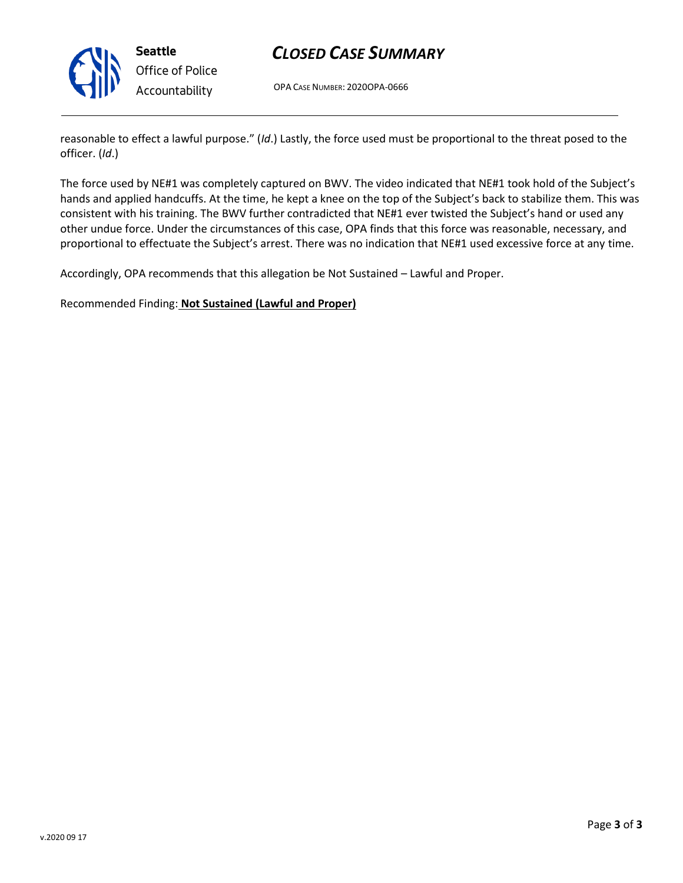reasonable to effect a lawful purpose." (*Id*.) Lastly, the force used must be proportional to the threat posed to the officer. (*Id*.)

The force used by NE#1 was completely captured on BWV. The video indicated that NE#1 took hold of the Subject's hands and applied handcuffs. At the time, he kept a knee on the top of the Subject's back to stabilize them. This was consistent with his training. The BWV further contradicted that NE#1 ever twisted the Subject's hand or used any other undue force. Under the circumstances of this case, OPA finds that this force was reasonable, necessary, and proportional to effectuate the Subject's arrest. There was no indication that NE#1 used excessive force at any time.

Accordingly, OPA recommends that this allegation be Not Sustained – Lawful and Proper.

Recommended Finding: **Not Sustained (Lawful and Proper)**